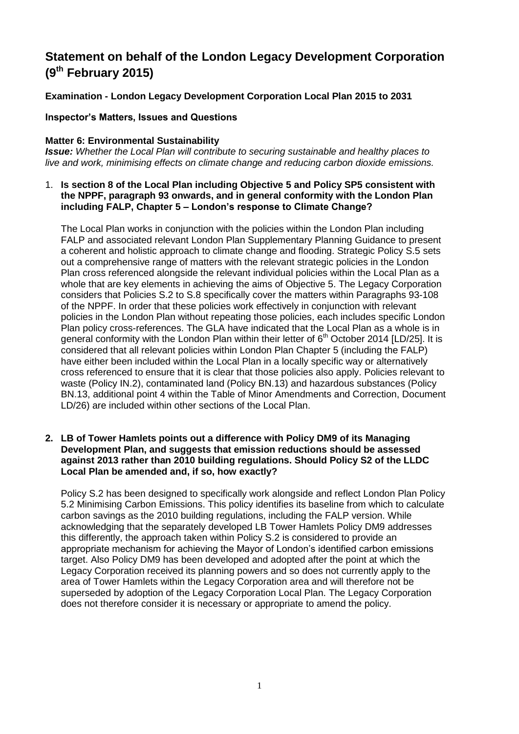# Statement on behalf of the London Legacy Development Corporation (9th February 2015)

**Examination - London Legacy Development Corporation Local Plan 2015 to 2031**

**Inspector's Matters, Issues and Questions**

**Matter 6: Environmental Sustainability**

***Issue:*** *Whether the Local Plan will contribute to securing sustainable and healthy places to live and work, minimising effects on climate change and reducing carbon dioxide emissions.*

1. **Is section 8 of the Local Plan including Objective 5 and Policy SP5 consistent with the NPPF, paragraph 93 onwards, and in general conformity with the London Plan including FALP, Chapter 5 – London's response to Climate Change?**

   The Local Plan works in conjunction with the policies within the London Plan including FALP and associated relevant London Plan Supplementary Planning Guidance to present a coherent and holistic approach to climate change and flooding. Strategic Policy S.5 sets out a comprehensive range of matters with the relevant strategic policies in the London Plan cross referenced alongside the relevant individual policies within the Local Plan as a whole that are key elements in achieving the aims of Objective 5. The Legacy Corporation considers that Policies S.2 to S.8 specifically cover the matters within Paragraphs 93-108 of the NPPF. In order that these policies work effectively in conjunction with relevant policies in the London Plan without repeating those policies, each includes specific London Plan policy cross-references. The GLA have indicated that the Local Plan as a whole is in general conformity with the London Plan within their letter of 6th October 2014 [LD/25]. It is considered that all relevant policies within London Plan Chapter 5 (including the FALP) have either been included within the Local Plan in a locally specific way or alternatively cross referenced to ensure that it is clear that those policies also apply. Policies relevant to waste (Policy IN.2), contaminated land (Policy BN.13) and hazardous substances (Policy BN.13, additional point 4 within the Table of Minor Amendments and Correction, Document LD/26) are included within other sections of the Local Plan.

2. **LB of Tower Hamlets points out a difference with Policy DM9 of its Managing Development Plan, and suggests that emission reductions should be assessed against 2013 rather than 2010 building regulations. Should Policy S2 of the LLDC Local Plan be amended and, if so, how exactly?**

   Policy S.2 has been designed to specifically work alongside and reflect London Plan Policy 5.2 Minimising Carbon Emissions. This policy identifies its baseline from which to calculate carbon savings as the 2010 building regulations, including the FALP version. While acknowledging that the separately developed LB Tower Hamlets Policy DM9 addresses this differently, the approach taken within Policy S.2 is considered to provide an appropriate mechanism for achieving the Mayor of London's identified carbon emissions target. Also Policy DM9 has been developed and adopted after the point at which the Legacy Corporation received its planning powers and so does not currently apply to the area of Tower Hamlets within the Legacy Corporation area and will therefore not be superseded by adoption of the Legacy Corporation Local Plan. The Legacy Corporation does not therefore consider it is necessary or appropriate to amend the policy.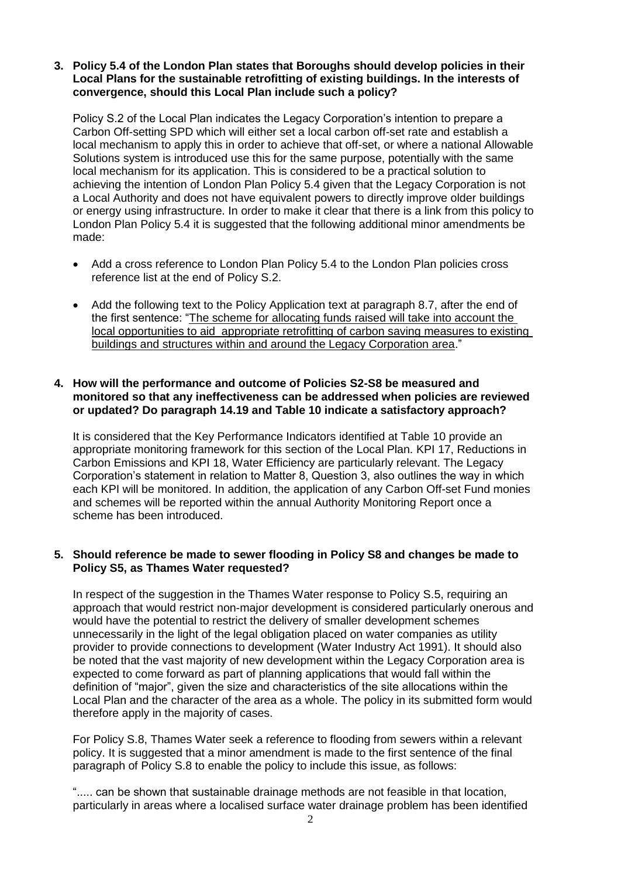**3. Policy 5.4 of the London Plan states that Boroughs should develop policies in their Local Plans for the sustainable retrofitting of existing buildings. In the interests of convergence, should this Local Plan include such a policy?**

Policy S.2 of the Local Plan indicates the Legacy Corporation's intention to prepare a Carbon Off-setting SPD which will either set a local carbon off-set rate and establish a local mechanism to apply this in order to achieve that off-set, or where a national Allowable Solutions system is introduced use this for the same purpose, potentially with the same local mechanism for its application. This is considered to be a practical solution to achieving the intention of London Plan Policy 5.4 given that the Legacy Corporation is not a Local Authority and does not have equivalent powers to directly improve older buildings or energy using infrastructure. In order to make it clear that there is a link from this policy to London Plan Policy 5.4 it is suggested that the following additional minor amendments be made:

- Add a cross reference to London Plan Policy 5.4 to the London Plan policies cross reference list at the end of Policy S.2.
- Add the following text to the Policy Application text at paragraph 8.7, after the end of the first sentence: "The scheme for allocating funds raised will take into account the local opportunities to aid appropriate retrofitting of carbon saving measures to existing buildings and structures within and around the Legacy Corporation area."

**4. How will the performance and outcome of Policies S2-S8 be measured and monitored so that any ineffectiveness can be addressed when policies are reviewed or updated? Do paragraph 14.19 and Table 10 indicate a satisfactory approach?**

It is considered that the Key Performance Indicators identified at Table 10 provide an appropriate monitoring framework for this section of the Local Plan. KPI 17, Reductions in Carbon Emissions and KPI 18, Water Efficiency are particularly relevant. The Legacy Corporation's statement in relation to Matter 8, Question 3, also outlines the way in which each KPI will be monitored. In addition, the application of any Carbon Off-set Fund monies and schemes will be reported within the annual Authority Monitoring Report once a scheme has been introduced.

**5. Should reference be made to sewer flooding in Policy S8 and changes be made to Policy S5, as Thames Water requested?**

In respect of the suggestion in the Thames Water response to Policy S.5, requiring an approach that would restrict non-major development is considered particularly onerous and would have the potential to restrict the delivery of smaller development schemes unnecessarily in the light of the legal obligation placed on water companies as utility provider to provide connections to development (Water Industry Act 1991). It should also be noted that the vast majority of new development within the Legacy Corporation area is expected to come forward as part of planning applications that would fall within the definition of "major", given the size and characteristics of the site allocations within the Local Plan and the character of the area as a whole. The policy in its submitted form would therefore apply in the majority of cases.

For Policy S.8, Thames Water seek a reference to flooding from sewers within a relevant policy. It is suggested that a minor amendment is made to the first sentence of the final paragraph of Policy S.8 to enable the policy to include this issue, as follows:

"..... can be shown that sustainable drainage methods are not feasible in that location, particularly in areas where a localised surface water drainage problem has been identified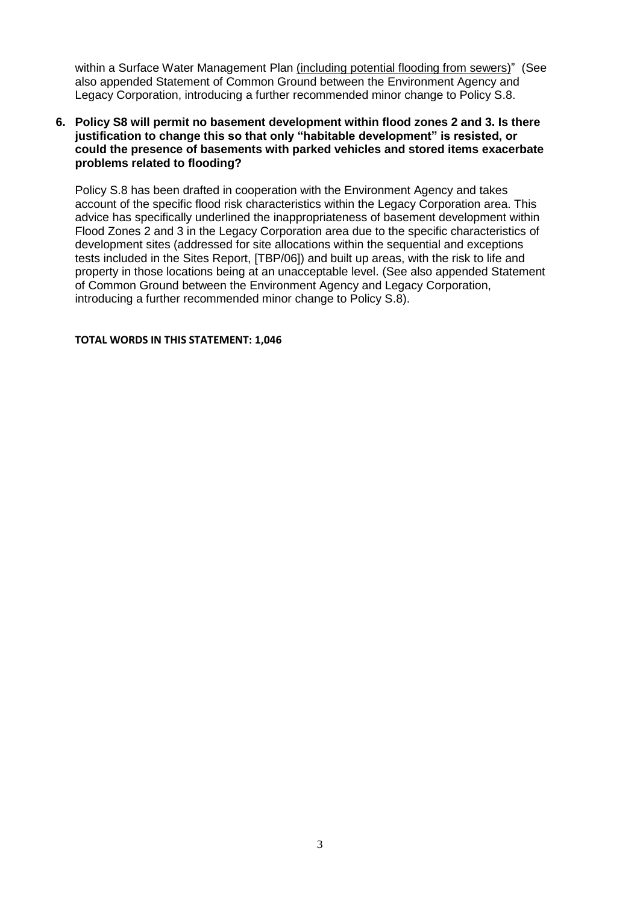within a Surface Water Management Plan <u>(including potential flooding from sewers)</u>" (See also appended Statement of Common Ground between the Environment Agency and Legacy Corporation, introducing a further recommended minor change to Policy S.8.

**6. Policy S8 will permit no basement development within flood zones 2 and 3. Is there justification to change this so that only "habitable development" is resisted, or could the presence of basements with parked vehicles and stored items exacerbate problems related to flooding?**

Policy S.8 has been drafted in cooperation with the Environment Agency and takes account of the specific flood risk characteristics within the Legacy Corporation area. This advice has specifically underlined the inappropriateness of basement development within Flood Zones 2 and 3 in the Legacy Corporation area due to the specific characteristics of development sites (addressed for site allocations within the sequential and exceptions tests included in the Sites Report, [TBP/06]) and built up areas, with the risk to life and property in those locations being at an unacceptable level. (See also appended Statement of Common Ground between the Environment Agency and Legacy Corporation, introducing a further recommended minor change to Policy S.8).

**TOTAL WORDS IN THIS STATEMENT: 1,046**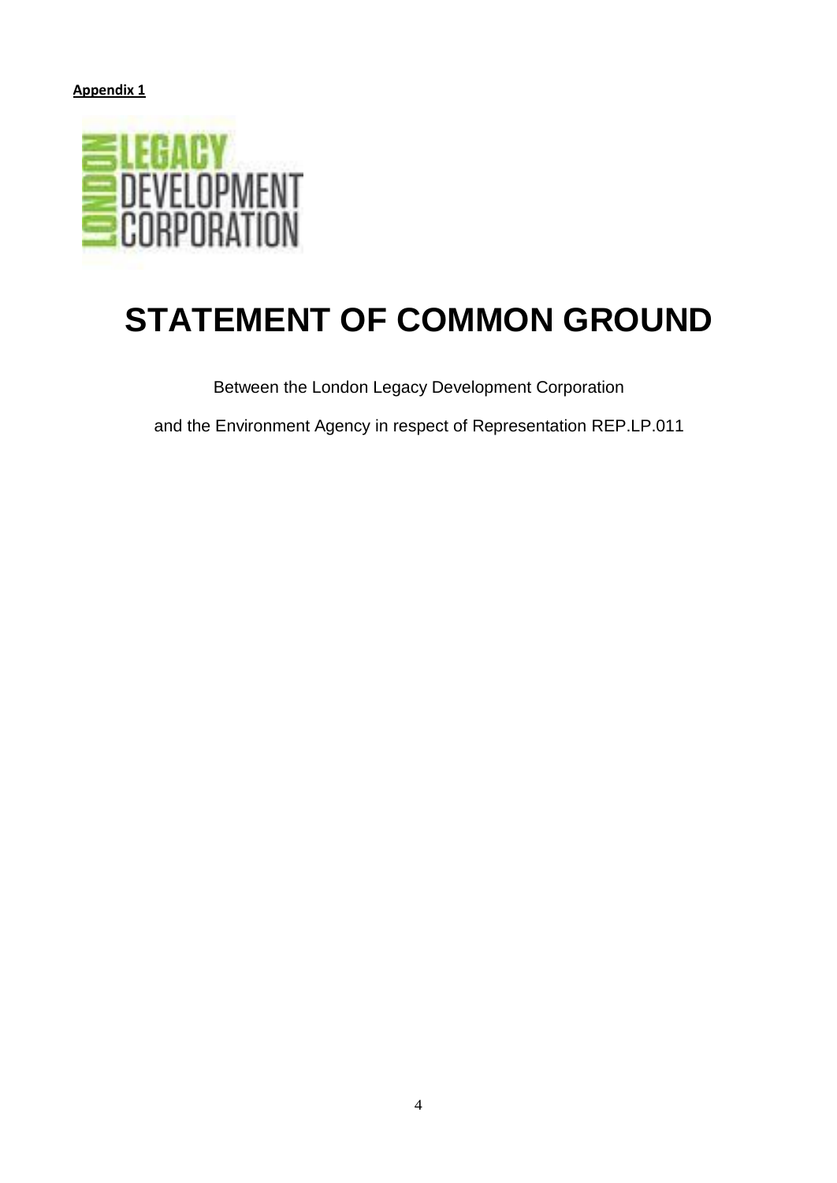**Appendix 1**

# STATEMENT OF COMMON GROUND

Between the London Legacy Development Corporation

and the Environment Agency in respect of Representation REP.LP.011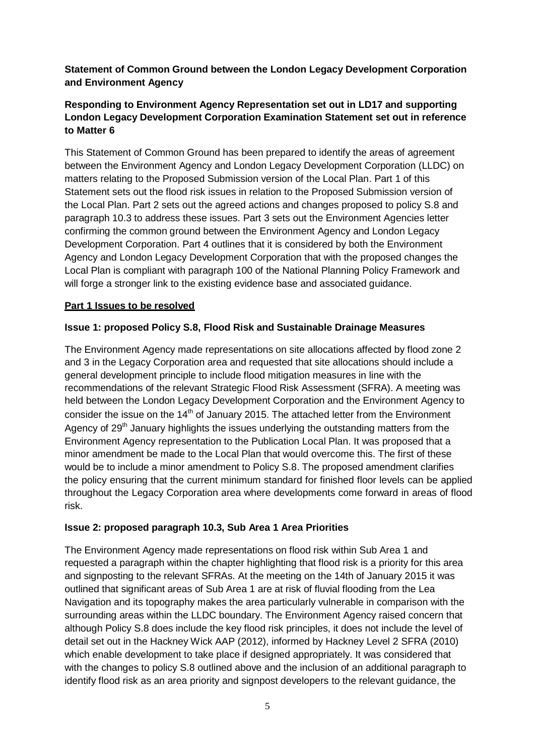**Statement of Common Ground between the London Legacy Development Corporation and Environment Agency**

**Responding to Environment Agency Representation set out in LD17 and supporting London Legacy Development Corporation Examination Statement set out in reference to Matter 6**

This Statement of Common Ground has been prepared to identify the areas of agreement between the Environment Agency and London Legacy Development Corporation (LLDC) on matters relating to the Proposed Submission version of the Local Plan. Part 1 of this Statement sets out the flood risk issues in relation to the Proposed Submission version of the Local Plan. Part 2 sets out the agreed actions and changes proposed to policy S.8 and paragraph 10.3 to address these issues. Part 3 sets out the Environment Agencies letter confirming the common ground between the Environment Agency and London Legacy Development Corporation. Part 4 outlines that it is considered by both the Environment Agency and London Legacy Development Corporation that with the proposed changes the Local Plan is compliant with paragraph 100 of the National Planning Policy Framework and will forge a stronger link to the existing evidence base and associated guidance.

**Part 1 Issues to be resolved**

**Issue 1: proposed Policy S.8, Flood Risk and Sustainable Drainage Measures**

The Environment Agency made representations on site allocations affected by flood zone 2 and 3 in the Legacy Corporation area and requested that site allocations should include a general development principle to include flood mitigation measures in line with the recommendations of the relevant Strategic Flood Risk Assessment (SFRA). A meeting was held between the London Legacy Development Corporation and the Environment Agency to consider the issue on the 14th of January 2015. The attached letter from the Environment Agency of 29th January highlights the issues underlying the outstanding matters from the Environment Agency representation to the Publication Local Plan. It was proposed that a minor amendment be made to the Local Plan that would overcome this. The first of these would be to include a minor amendment to Policy S.8. The proposed amendment clarifies the policy ensuring that the current minimum standard for finished floor levels can be applied throughout the Legacy Corporation area where developments come forward in areas of flood risk.

**Issue 2: proposed paragraph 10.3, Sub Area 1 Area Priorities**

The Environment Agency made representations on flood risk within Sub Area 1 and requested a paragraph within the chapter highlighting that flood risk is a priority for this area and signposting to the relevant SFRAs. At the meeting on the 14th of January 2015 it was outlined that significant areas of Sub Area 1 are at risk of fluvial flooding from the Lea Navigation and its topography makes the area particularly vulnerable in comparison with the surrounding areas within the LLDC boundary. The Environment Agency raised concern that although Policy S.8 does include the key flood risk principles, it does not include the level of detail set out in the Hackney Wick AAP (2012), informed by Hackney Level 2 SFRA (2010) which enable development to take place if designed appropriately. It was considered that with the changes to policy S.8 outlined above and the inclusion of an additional paragraph to identify flood risk as an area priority and signpost developers to the relevant guidance, the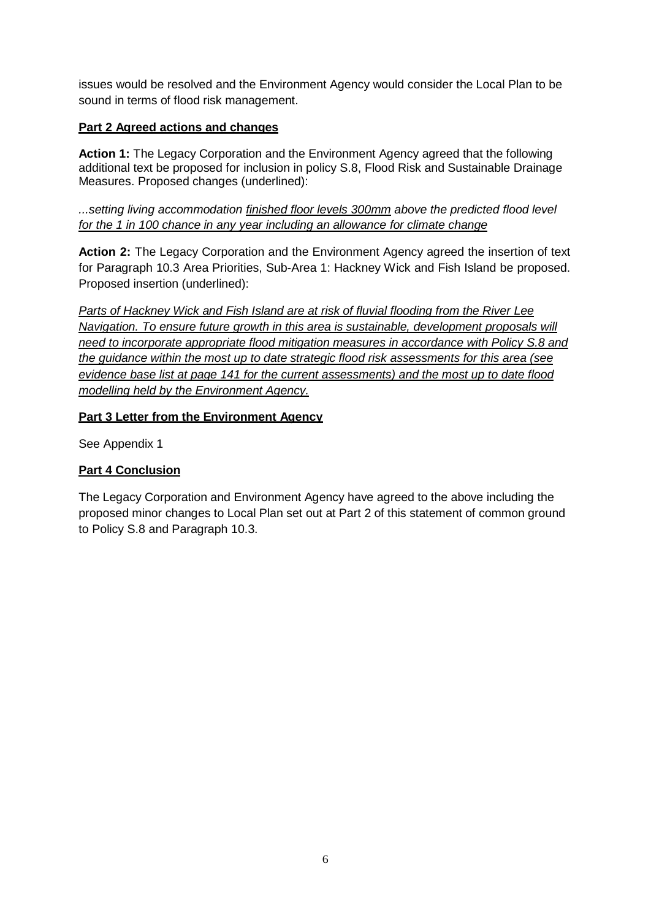issues would be resolved and the Environment Agency would consider the Local Plan to be sound in terms of flood risk management.

**Part 2 Agreed actions and changes**

**Action 1:** The Legacy Corporation and the Environment Agency agreed that the following additional text be proposed for inclusion in policy S.8, Flood Risk and Sustainable Drainage Measures. Proposed changes (underlined):

*...setting living accommodation <u>finished floor levels 300mm</u> above the predicted flood level <u>for the 1 in 100 chance in any year including an allowance for climate change</u>*

**Action 2:** The Legacy Corporation and the Environment Agency agreed the insertion of text for Paragraph 10.3 Area Priorities, Sub-Area 1: Hackney Wick and Fish Island be proposed. Proposed insertion (underlined):

*<u>Parts of Hackney Wick and Fish Island are at risk of fluvial flooding from the River Lee Navigation. To ensure future growth in this area is sustainable, development proposals will need to incorporate appropriate flood mitigation measures in accordance with Policy S.8 and the guidance within the most up to date strategic flood risk assessments for this area (see evidence base list at page 141 for the current assessments) and the most up to date flood modelling held by the Environment Agency.</u>*

**Part 3 Letter from the Environment Agency**

See Appendix 1

**Part 4 Conclusion**

The Legacy Corporation and Environment Agency have agreed to the above including the proposed minor changes to Local Plan set out at Part 2 of this statement of common ground to Policy S.8 and Paragraph 10.3.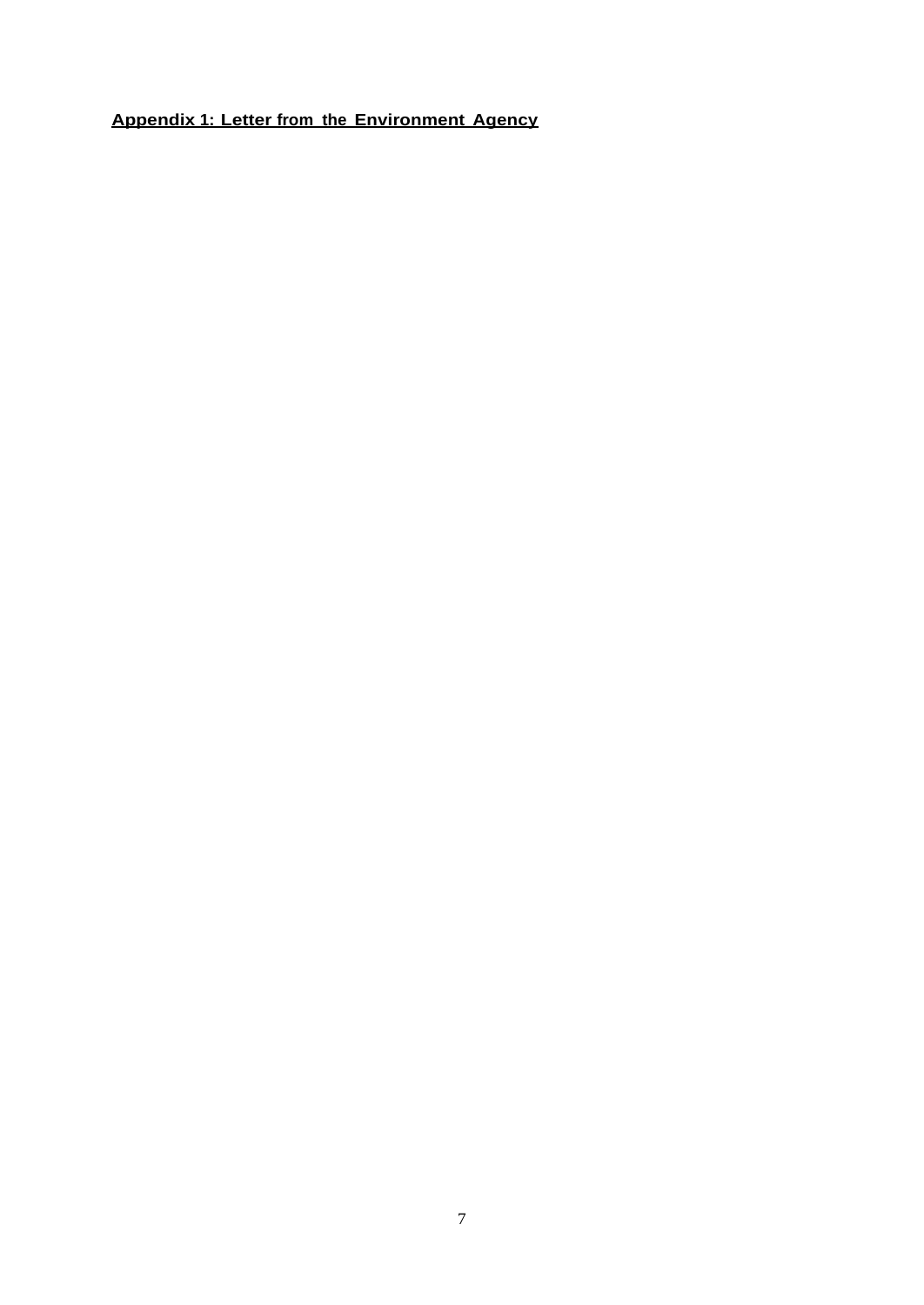**Appendix 1: Letter from the Environment Agency**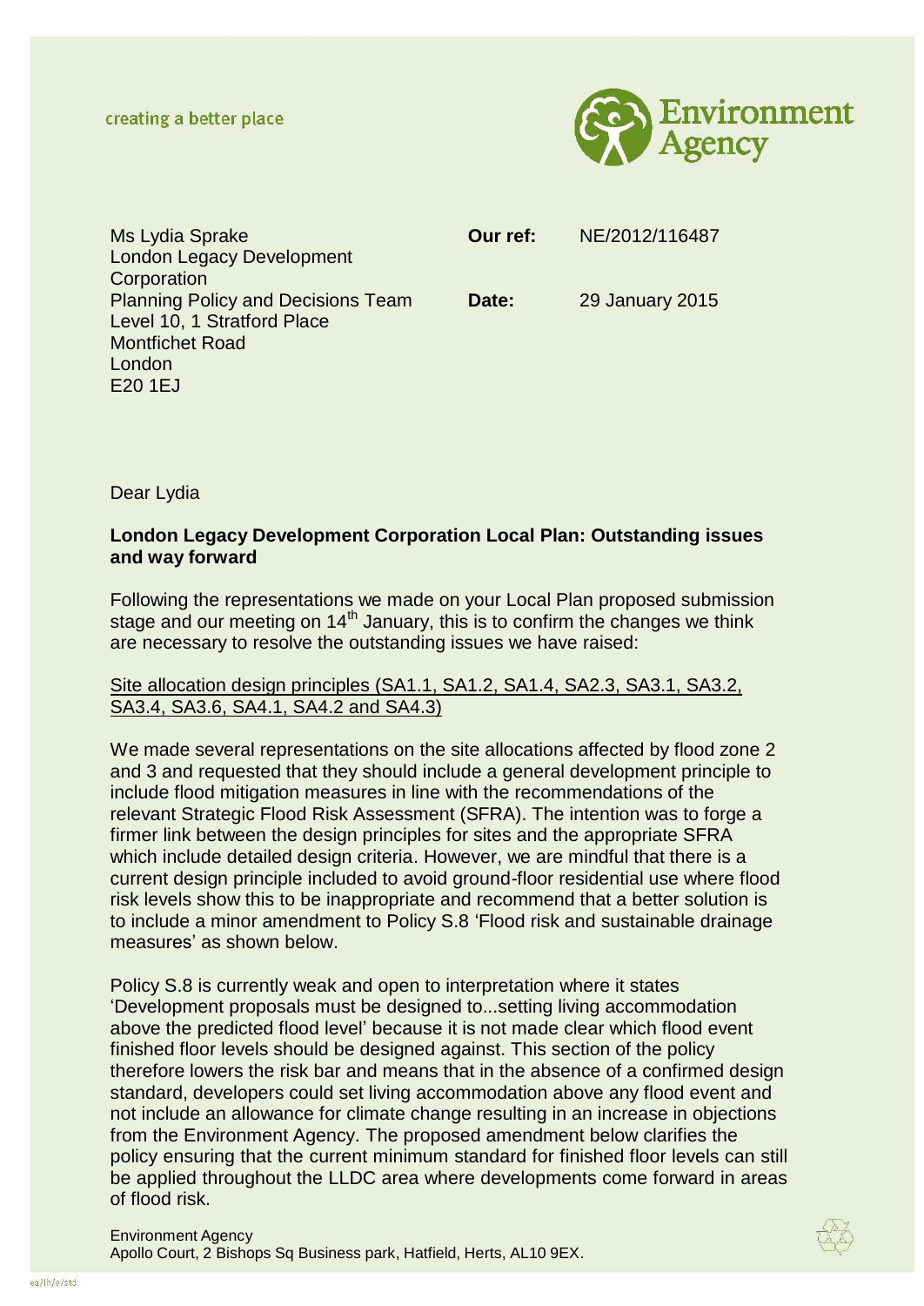creating a better place

Environment Agency

Ms Lydia Sprake
London Legacy Development Corporation
Planning Policy and Decisions Team
Level 10, 1 Stratford Place
Montfichet Road
London
E20 1EJ

**Our ref:** NE/2012/116487

**Date:** 29 January 2015

Dear Lydia

**London Legacy Development Corporation Local Plan: Outstanding issues and way forward**

Following the representations we made on your Local Plan proposed submission stage and our meeting on 14th January, this is to confirm the changes we think are necessary to resolve the outstanding issues we have raised:

Site allocation design principles (SA1.1, SA1.2, SA1.4, SA2.3, SA3.1, SA3.2, SA3.4, SA3.6, SA4.1, SA4.2 and SA4.3)

We made several representations on the site allocations affected by flood zone 2 and 3 and requested that they should include a general development principle to include flood mitigation measures in line with the recommendations of the relevant Strategic Flood Risk Assessment (SFRA). The intention was to forge a firmer link between the design principles for sites and the appropriate SFRA which include detailed design criteria. However, we are mindful that there is a current design principle included to avoid ground-floor residential use where flood risk levels show this to be inappropriate and recommend that a better solution is to include a minor amendment to Policy S.8 'Flood risk and sustainable drainage measures' as shown below.

Policy S.8 is currently weak and open to interpretation where it states 'Development proposals must be designed to...setting living accommodation above the predicted flood level' because it is not made clear which flood event finished floor levels should be designed against. This section of the policy therefore lowers the risk bar and means that in the absence of a confirmed design standard, developers could set living accommodation above any flood event and not include an allowance for climate change resulting in an increase in objections from the Environment Agency. The proposed amendment below clarifies the policy ensuring that the current minimum standard for finished floor levels can still be applied throughout the LLDC area where developments come forward in areas of flood risk.

Environment Agency
Apollo Court, 2 Bishops Sq Business park, Hatfield, Herts, AL10 9EX.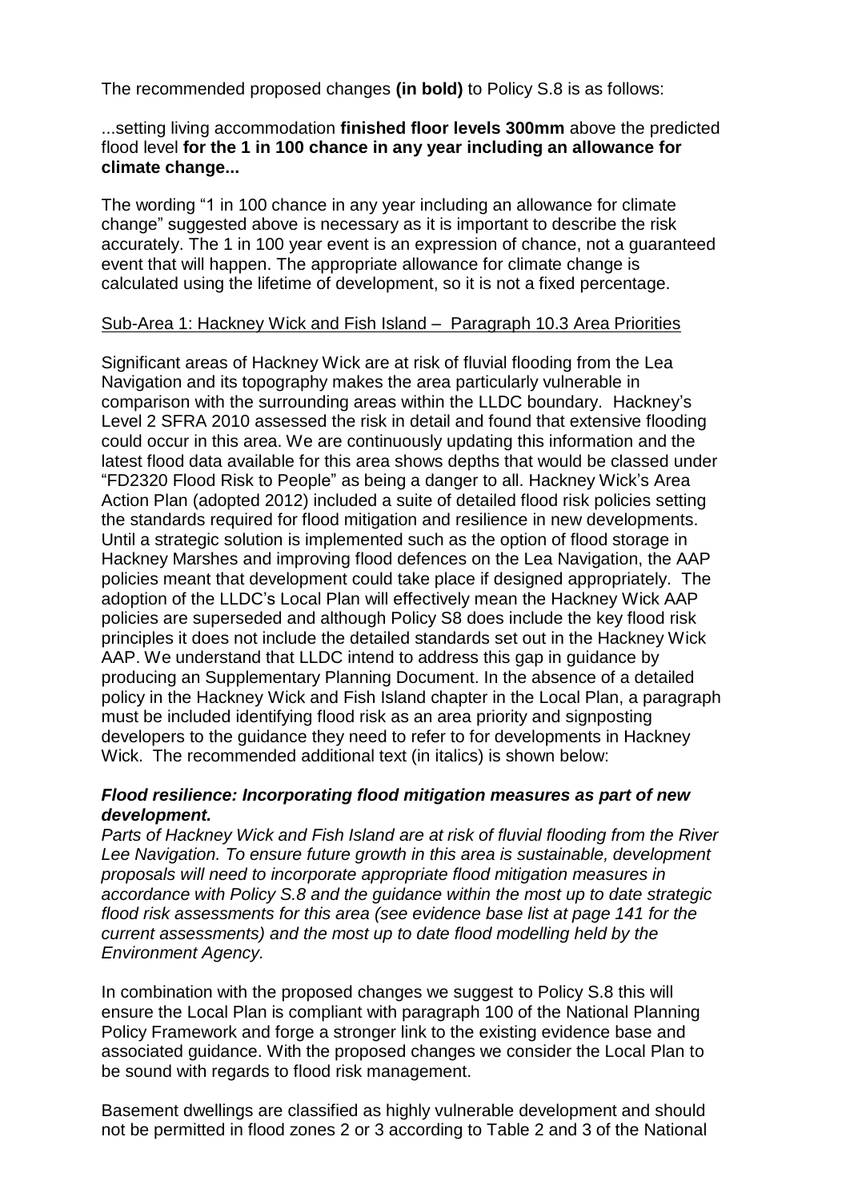The recommended proposed changes **(in bold)** to Policy S.8 is as follows:

...setting living accommodation **finished floor levels 300mm** above the predicted flood level **for the 1 in 100 chance in any year including an allowance for climate change...**

The wording "1 in 100 chance in any year including an allowance for climate change" suggested above is necessary as it is important to describe the risk accurately. The 1 in 100 year event is an expression of chance, not a guaranteed event that will happen. The appropriate allowance for climate change is calculated using the lifetime of development, so it is not a fixed percentage.

<u>Sub-Area 1: Hackney Wick and Fish Island – Paragraph 10.3 Area Priorities</u>

Significant areas of Hackney Wick are at risk of fluvial flooding from the Lea Navigation and its topography makes the area particularly vulnerable in comparison with the surrounding areas within the LLDC boundary. Hackney's Level 2 SFRA 2010 assessed the risk in detail and found that extensive flooding could occur in this area. We are continuously updating this information and the latest flood data available for this area shows depths that would be classed under "FD2320 Flood Risk to People" as being a danger to all. Hackney Wick's Area Action Plan (adopted 2012) included a suite of detailed flood risk policies setting the standards required for flood mitigation and resilience in new developments. Until a strategic solution is implemented such as the option of flood storage in Hackney Marshes and improving flood defences on the Lea Navigation, the AAP policies meant that development could take place if designed appropriately. The adoption of the LLDC's Local Plan will effectively mean the Hackney Wick AAP policies are superseded and although Policy S8 does include the key flood risk principles it does not include the detailed standards set out in the Hackney Wick AAP. We understand that LLDC intend to address this gap in guidance by producing an Supplementary Planning Document. In the absence of a detailed policy in the Hackney Wick and Fish Island chapter in the Local Plan, a paragraph must be included identifying flood risk as an area priority and signposting developers to the guidance they need to refer to for developments in Hackney Wick. The recommended additional text (in italics) is shown below:

***Flood resilience: Incorporating flood mitigation measures as part of new development.***

*Parts of Hackney Wick and Fish Island are at risk of fluvial flooding from the River Lee Navigation. To ensure future growth in this area is sustainable, development proposals will need to incorporate appropriate flood mitigation measures in accordance with Policy S.8 and the guidance within the most up to date strategic flood risk assessments for this area (see evidence base list at page 141 for the current assessments) and the most up to date flood modelling held by the Environment Agency.*

In combination with the proposed changes we suggest to Policy S.8 this will ensure the Local Plan is compliant with paragraph 100 of the National Planning Policy Framework and forge a stronger link to the existing evidence base and associated guidance. With the proposed changes we consider the Local Plan to be sound with regards to flood risk management.

Basement dwellings are classified as highly vulnerable development and should not be permitted in flood zones 2 or 3 according to Table 2 and 3 of the National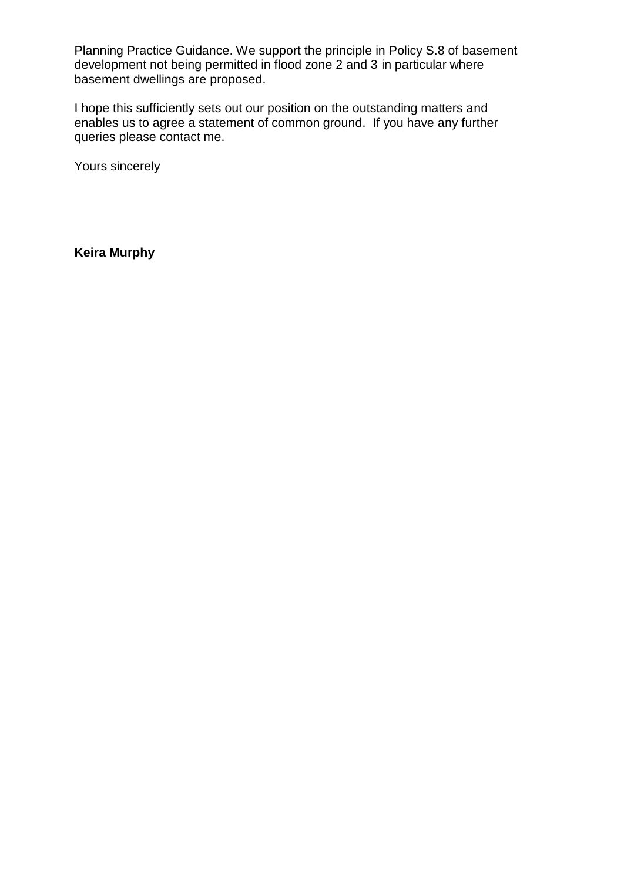Planning Practice Guidance. We support the principle in Policy S.8 of basement development not being permitted in flood zone 2 and 3 in particular where basement dwellings are proposed.

I hope this sufficiently sets out our position on the outstanding matters and enables us to agree a statement of common ground. If you have any further queries please contact me.

Yours sincerely

**Keira Murphy**